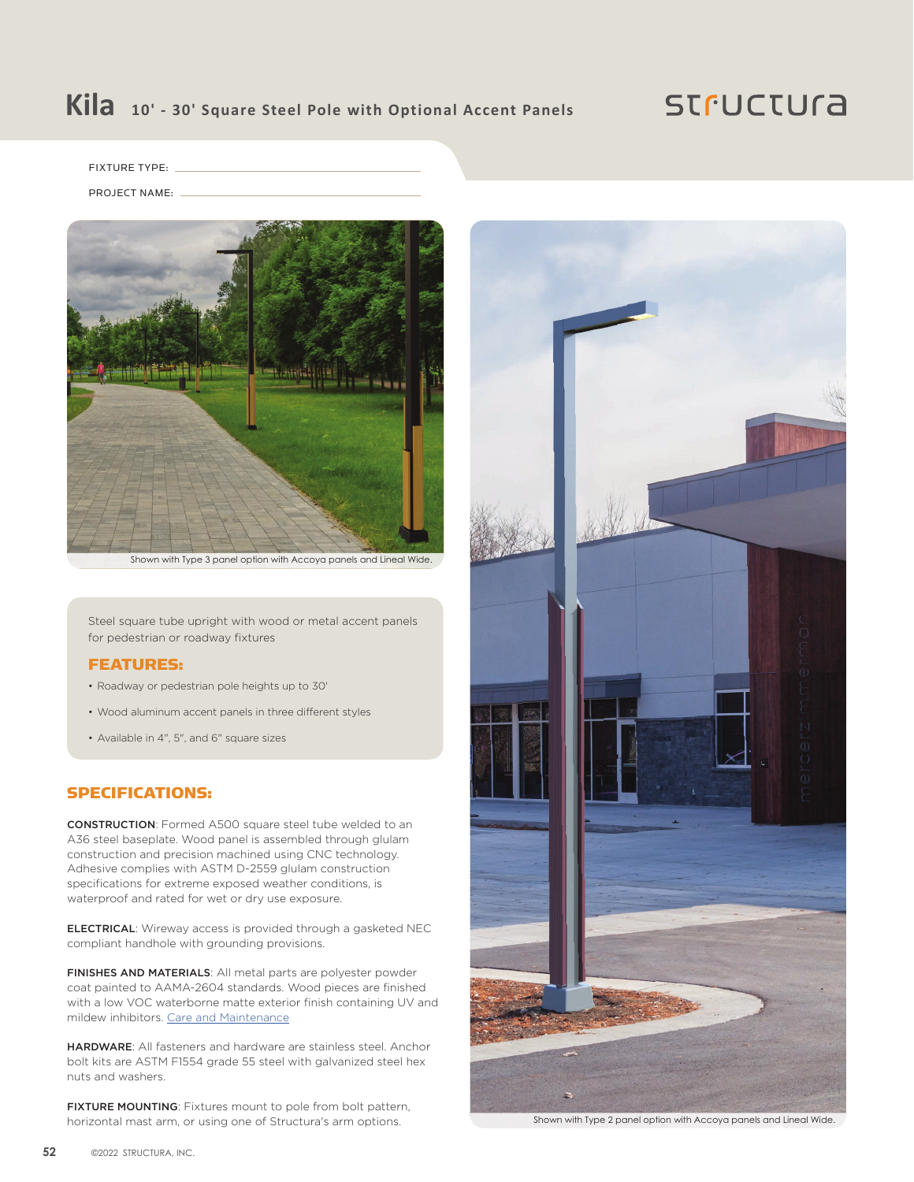# Kila 10' - 30' Square Steel Pole with Optional Accent Panels

structura

FIXTURE TYPE: ______________________________

PROJECT NAME: ______________________________

Shown with Type 3 panel option with Accoya panels and Lineal Wide.

Steel square tube upright with wood or metal accent panels for pedestrian or roadway fixtures

## FEATURES:

- Roadway or pedestrian pole heights up to 30'
- Wood aluminum accent panels in three different styles
- Available in 4", 5", and 6" square sizes

## SPECIFICATIONS:

**CONSTRUCTION**: Formed A500 square steel tube welded to an A36 steel baseplate. Wood panel is assembled through glulam construction and precision machined using CNC technology. Adhesive complies with ASTM D-2559 glulam construction specifications for extreme exposed weather conditions, is waterproof and rated for wet or dry use exposure.

**ELECTRICAL**: Wireway access is provided through a gasketed NEC compliant handhole with grounding provisions.

**FINISHES AND MATERIALS**: All metal parts are polyester powder coat painted to AAMA-2604 standards. Wood pieces are finished with a low VOC waterborne matte exterior finish containing UV and mildew inhibitors. Care and Maintenance

**HARDWARE**: All fasteners and hardware are stainless steel. Anchor bolt kits are ASTM F1554 grade 55 steel with galvanized steel hex nuts and washers.

**FIXTURE MOUNTING**: Fixtures mount to pole from bolt pattern, horizontal mast arm, or using one of Structura's arm options.

Shown with Type 2 panel option with Accoya panels and Lineal Wide.

©2022 STRUCTURA, INC.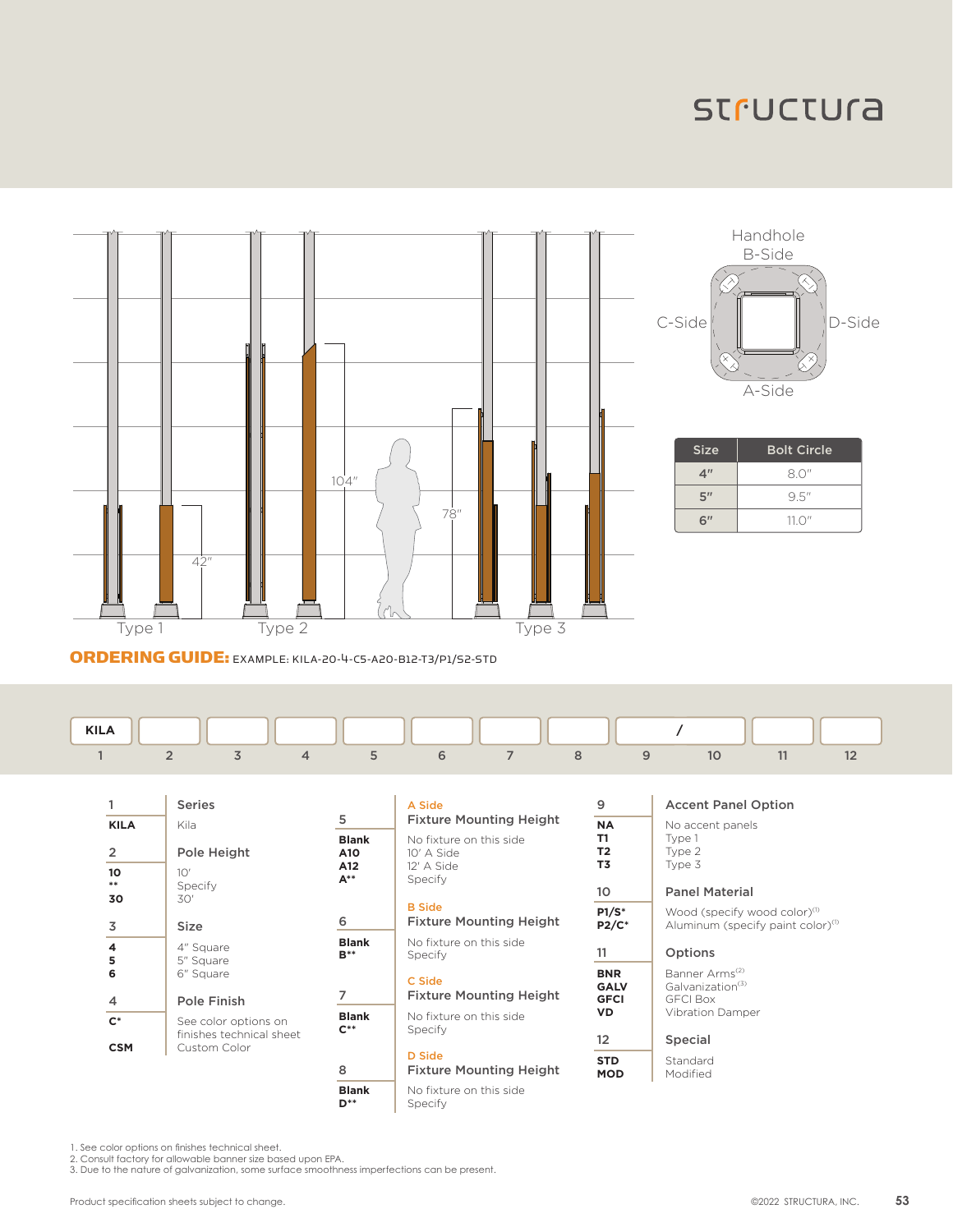structura

Handhole
B-Side
C-Side
D-Side
A-Side

104"
42"
78"
Type 1
Type 2
Type 3

| Size | Bolt Circle |
| --- | --- |
| 4" | 8.0" |
| 5" | 9.5" |
| 6" | 11.0" |

**ORDERING GUIDE:** EXAMPLE: KILA-20-4-C5-A20-B12-T3/P1/S2-STD

| KILA | | | | | | | | / | | |
| --- | --- | --- | --- | --- | --- | --- | --- | --- | --- | --- |
| 1 | 2 | 3 | 4 | 5 | 6 | 7 | 8 | 9 / 10 | 11 | 12 |

| 1 | Series |
| --- | --- |
| **KILA** | Kila |

| 2 | Pole Height |
| --- | --- |
| **10** | 10' |
| ** | Specify |
| **30** | 30' |

| 3 | Size |
| --- | --- |
| **4** | 4" Square |
| **5** | 5" Square |
| **6** | 6" Square |

| 4 | Pole Finish |
| --- | --- |
| **C*** | See color options on finishes technical sheet |
| **CSM** | Custom Color |

| 5 | A Side Fixture Mounting Height |
| --- | --- |
| **Blank** | No fixture on this side |
| **A10** | 10' A Side |
| **A12** | 12' A Side |
| **A**** | Specify |

| 6 | B Side Fixture Mounting Height |
| --- | --- |
| **Blank** | No fixture on this side |
| **B**** | Specify |

| 7 | C Side Fixture Mounting Height |
| --- | --- |
| **Blank** | No fixture on this side |
| **C**** | Specify |

| 8 | D Side Fixture Mounting Height |
| --- | --- |
| **Blank** | No fixture on this side |
| **D**** | Specify |

| 9 | Accent Panel Option |
| --- | --- |
| **NA** | No accent panels |
| **T1** | Type 1 |
| **T2** | Type 2 |
| **T3** | Type 3 |

| 10 | Panel Material |
| --- | --- |
| **P1/S*** | Wood (specify wood color)[1] |
| **P2/C*** | Aluminum (specify paint color)[1] |

| 11 | Options |
| --- | --- |
| **BNR** | Banner Arms[2] |
| **GALV** | Galvanization[3] |
| **GFCI** | GFCI Box |
| **VD** | Vibration Damper |

| 12 | Special |
| --- | --- |
| **STD** | Standard |
| **MOD** | Modified |

1. See color options on finishes technical sheet.
2. Consult factory for allowable banner size based upon EPA.
3. Due to the nature of galvanization, some surface smoothness imperfections can be present.

Product specification sheets subject to change.

©2022 STRUCTURA, INC.